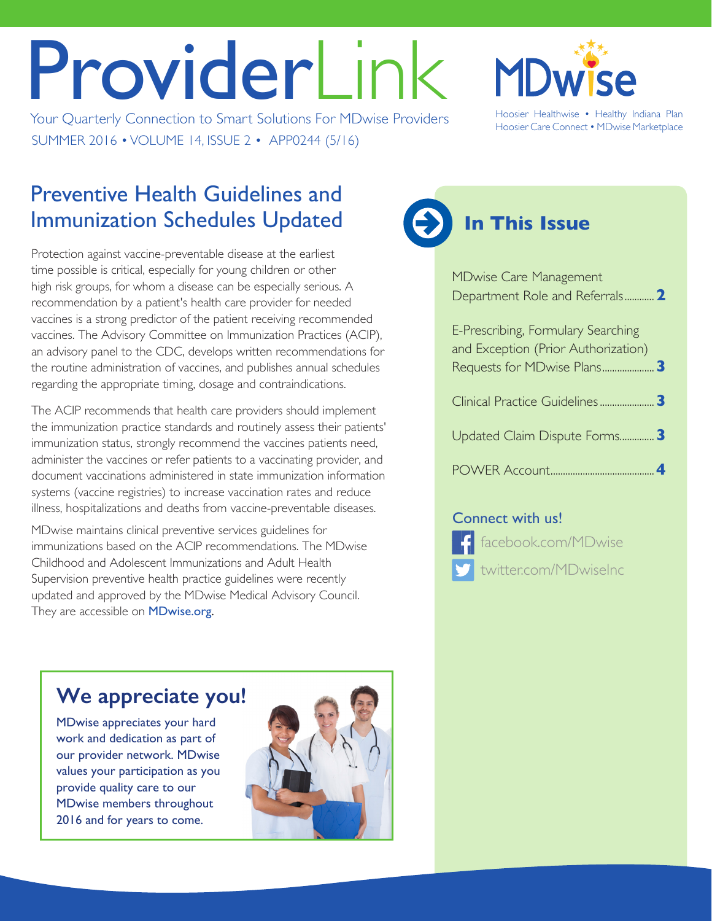# ProviderLink

Your Quarterly Connection to Smart Solutions For MDwise Providers

SUMMER 2016 • VOLUME 14, ISSUE 2 • APP0244 (5/16)

MDwise

Hoosier Healthwise • Healthy Indiana Plan
Hoosier Care Connect • MDwise Marketplace

## Preventive Health Guidelines and Immunization Schedules Updated

Protection against vaccine-preventable disease at the earliest time possible is critical, especially for young children or other high risk groups, for whom a disease can be especially serious. A recommendation by a patient's health care provider for needed vaccines is a strong predictor of the patient receiving recommended vaccines. The Advisory Committee on Immunization Practices (ACIP), an advisory panel to the CDC, develops written recommendations for the routine administration of vaccines, and publishes annual schedules regarding the appropriate timing, dosage and contraindications.

The ACIP recommends that health care providers should implement the immunization practice standards and routinely assess their patients' immunization status, strongly recommend the vaccines patients need, administer the vaccines or refer patients to a vaccinating provider, and document vaccinations administered in state immunization information systems (vaccine registries) to increase vaccination rates and reduce illness, hospitalizations and deaths from vaccine-preventable diseases.

MDwise maintains clinical preventive services guidelines for immunizations based on the ACIP recommendations. The MDwise Childhood and Adolescent Immunizations and Adult Health Supervision preventive health practice guidelines were recently updated and approved by the MDwise Medical Advisory Council. They are accessible on MDwise.org.

## We appreciate you!

MDwise appreciates your hard work and dedication as part of our provider network. MDwise values your participation as you provide quality care to our MDwise members throughout 2016 and for years to come.

## In This Issue

- MDwise Care Management Department Role and Referrals ........ **2**
- E-Prescribing, Formulary Searching and Exception (Prior Authorization) Requests for MDwise Plans ........ **3**
- Clinical Practice Guidelines ........ **3**
- Updated Claim Dispute Forms ........ **3**
- POWER Account ........ **4**

### Connect with us!

facebook.com/MDwise

twitter.com/MDwiseInc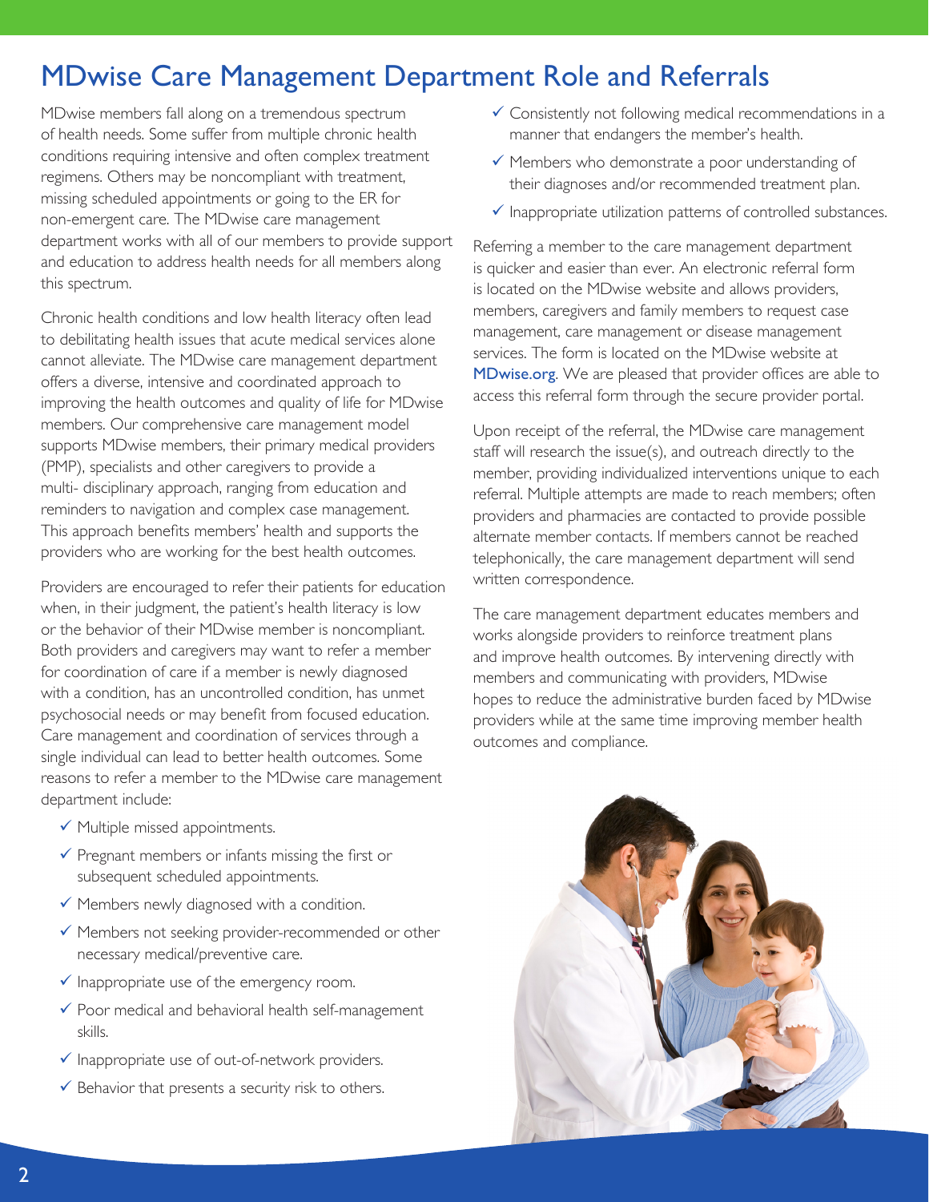# MDwise Care Management Department Role and Referrals

MDwise members fall along on a tremendous spectrum of health needs. Some suffer from multiple chronic health conditions requiring intensive and often complex treatment regimens. Others may be noncompliant with treatment, missing scheduled appointments or going to the ER for non-emergent care. The MDwise care management department works with all of our members to provide support and education to address health needs for all members along this spectrum.

Chronic health conditions and low health literacy often lead to debilitating health issues that acute medical services alone cannot alleviate. The MDwise care management department offers a diverse, intensive and coordinated approach to improving the health outcomes and quality of life for MDwise members. Our comprehensive care management model supports MDwise members, their primary medical providers (PMP), specialists and other caregivers to provide a multi- disciplinary approach, ranging from education and reminders to navigation and complex case management. This approach benefits members' health and supports the providers who are working for the best health outcomes.

Providers are encouraged to refer their patients for education when, in their judgment, the patient's health literacy is low or the behavior of their MDwise member is noncompliant. Both providers and caregivers may want to refer a member for coordination of care if a member is newly diagnosed with a condition, has an uncontrolled condition, has unmet psychosocial needs or may benefit from focused education. Care management and coordination of services through a single individual can lead to better health outcomes. Some reasons to refer a member to the MDwise care management department include:

- ✓ Multiple missed appointments.
- ✓ Pregnant members or infants missing the first or subsequent scheduled appointments.
- ✓ Members newly diagnosed with a condition.
- ✓ Members not seeking provider-recommended or other necessary medical/preventive care.
- ✓ Inappropriate use of the emergency room.
- ✓ Poor medical and behavioral health self-management skills.
- ✓ Inappropriate use of out-of-network providers.
- ✓ Behavior that presents a security risk to others.
- ✓ Consistently not following medical recommendations in a manner that endangers the member's health.
- ✓ Members who demonstrate a poor understanding of their diagnoses and/or recommended treatment plan.
- ✓ Inappropriate utilization patterns of controlled substances.

Referring a member to the care management department is quicker and easier than ever. An electronic referral form is located on the MDwise website and allows providers, members, caregivers and family members to request case management, care management or disease management services. The form is located on the MDwise website at MDwise.org. We are pleased that provider offices are able to access this referral form through the secure provider portal.

Upon receipt of the referral, the MDwise care management staff will research the issue(s), and outreach directly to the member, providing individualized interventions unique to each referral. Multiple attempts are made to reach members; often providers and pharmacies are contacted to provide possible alternate member contacts. If members cannot be reached telephonically, the care management department will send written correspondence.

The care management department educates members and works alongside providers to reinforce treatment plans and improve health outcomes. By intervening directly with members and communicating with providers, MDwise hopes to reduce the administrative burden faced by MDwise providers while at the same time improving member health outcomes and compliance.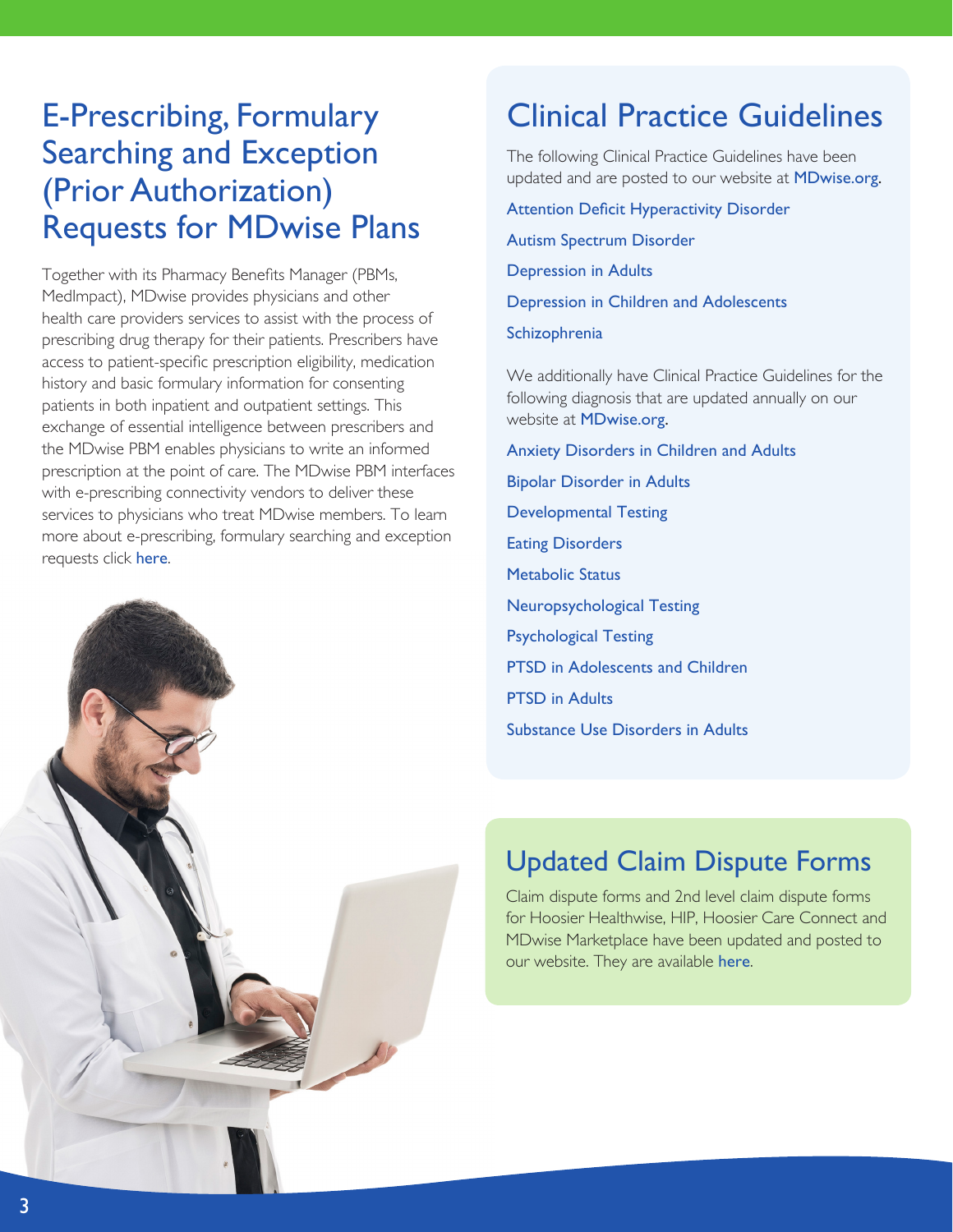## E-Prescribing, Formulary Searching and Exception (Prior Authorization) Requests for MDwise Plans

Together with its Pharmacy Benefits Manager (PBMs, MedImpact), MDwise provides physicians and other health care providers services to assist with the process of prescribing drug therapy for their patients. Prescribers have access to patient-specific prescription eligibility, medication history and basic formulary information for consenting patients in both inpatient and outpatient settings. This exchange of essential intelligence between prescribers and the MDwise PBM enables physicians to write an informed prescription at the point of care. The MDwise PBM interfaces with e-prescribing connectivity vendors to deliver these services to physicians who treat MDwise members. To learn more about e-prescribing, formulary searching and exception requests click here.

## Clinical Practice Guidelines

The following Clinical Practice Guidelines have been updated and are posted to our website at MDwise.org.

- Attention Deficit Hyperactivity Disorder
- Autism Spectrum Disorder
- Depression in Adults
- Depression in Children and Adolescents
- Schizophrenia

We additionally have Clinical Practice Guidelines for the following diagnosis that are updated annually on our website at MDwise.org.

- Anxiety Disorders in Children and Adults
- Bipolar Disorder in Adults
- Developmental Testing
- Eating Disorders
- Metabolic Status
- Neuropsychological Testing
- Psychological Testing
- PTSD in Adolescents and Children
- PTSD in Adults
- Substance Use Disorders in Adults

## Updated Claim Dispute Forms

Claim dispute forms and 2nd level claim dispute forms for Hoosier Healthwise, HIP, Hoosier Care Connect and MDwise Marketplace have been updated and posted to our website. They are available here.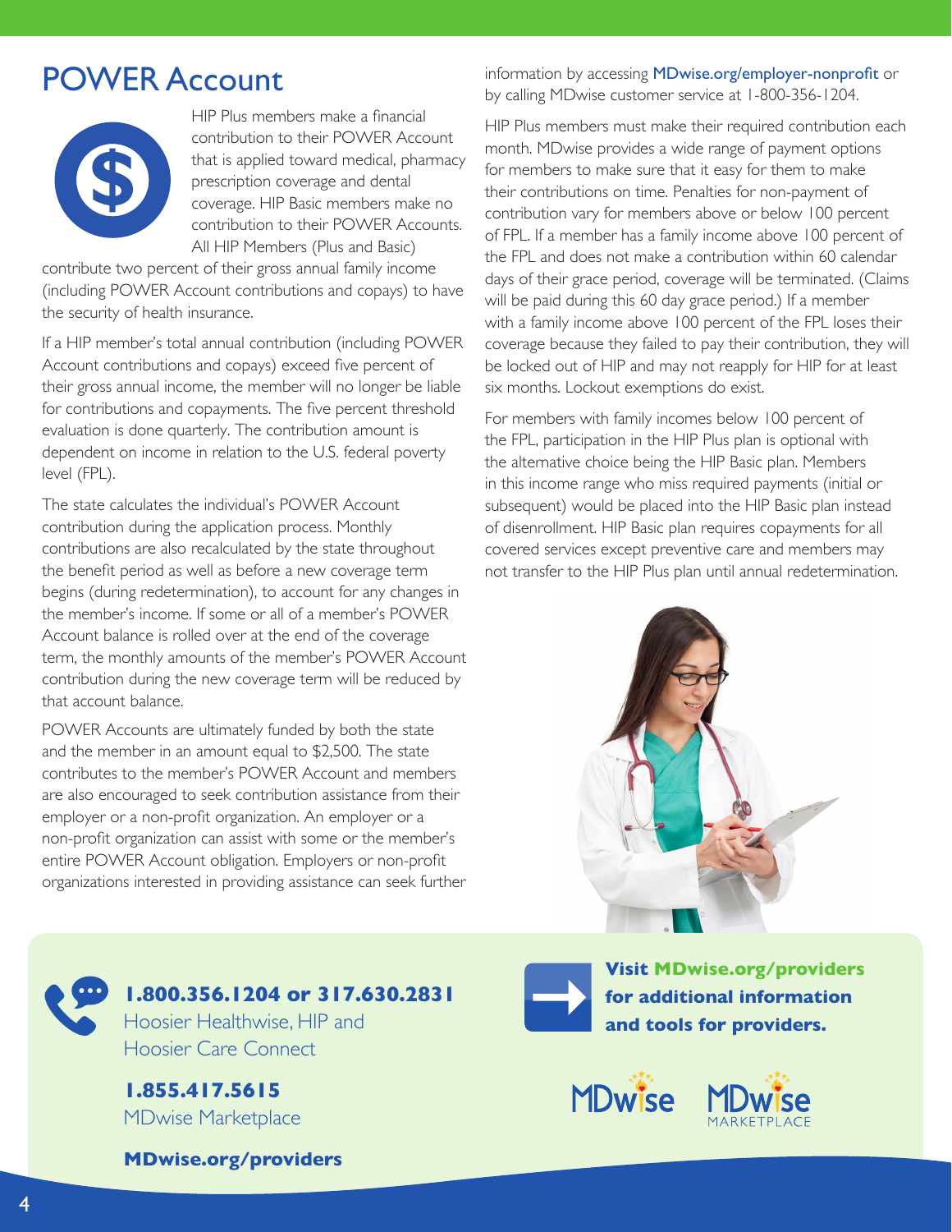# POWER Account

HIP Plus members make a financial contribution to their POWER Account that is applied toward medical, pharmacy prescription coverage and dental coverage. HIP Basic members make no contribution to their POWER Accounts. All HIP Members (Plus and Basic) contribute two percent of their gross annual family income (including POWER Account contributions and copays) to have the security of health insurance.

If a HIP member's total annual contribution (including POWER Account contributions and copays) exceed five percent of their gross annual income, the member will no longer be liable for contributions and copayments. The five percent threshold evaluation is done quarterly. The contribution amount is dependent on income in relation to the U.S. federal poverty level (FPL).

The state calculates the individual's POWER Account contribution during the application process. Monthly contributions are also recalculated by the state throughout the benefit period as well as before a new coverage term begins (during redetermination), to account for any changes in the member's income. If some or all of a member's POWER Account balance is rolled over at the end of the coverage term, the monthly amounts of the member's POWER Account contribution during the new coverage term will be reduced by that account balance.

POWER Accounts are ultimately funded by both the state and the member in an amount equal to $2,500. The state contributes to the member's POWER Account and members are also encouraged to seek contribution assistance from their employer or a non-profit organization. An employer or a non-profit organization can assist with some or the member's entire POWER Account obligation. Employers or non-profit organizations interested in providing assistance can seek further information by accessing MDwise.org/employer-nonprofit or by calling MDwise customer service at 1-800-356-1204.

HIP Plus members must make their required contribution each month. MDwise provides a wide range of payment options for members to make sure that it easy for them to make their contributions on time. Penalties for non-payment of contribution vary for members above or below 100 percent of FPL. If a member has a family income above 100 percent of the FPL and does not make a contribution within 60 calendar days of their grace period, coverage will be terminated. (Claims will be paid during this 60 day grace period.) If a member with a family income above 100 percent of the FPL loses their coverage because they failed to pay their contribution, they will be locked out of HIP and may not reapply for HIP for at least six months. Lockout exemptions do exist.

For members with family incomes below 100 percent of the FPL, participation in the HIP Plus plan is optional with the alternative choice being the HIP Basic plan. Members in this income range who miss required payments (initial or subsequent) would be placed into the HIP Basic plan instead of disenrollment. HIP Basic plan requires copayments for all covered services except preventive care and members may not transfer to the HIP Plus plan until annual redetermination.

**1.800.356.1204 or 317.630.2831**
Hoosier Healthwise, HIP and Hoosier Care Connect

**1.855.417.5615**
MDwise Marketplace

**MDwise.org/providers**

**Visit MDwise.org/providers for additional information and tools for providers.**

MDwise MDwise MARKETPLACE